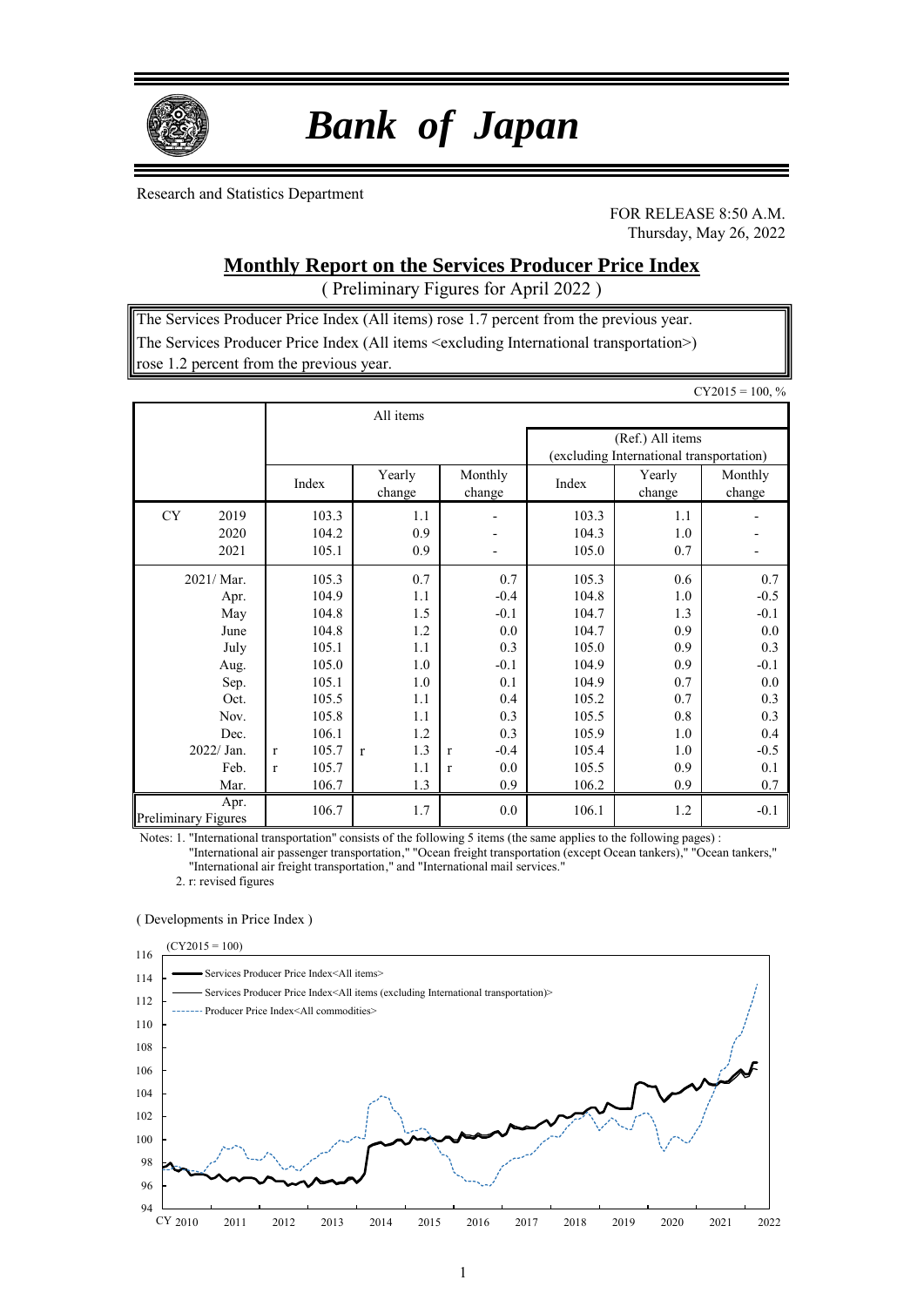# *Bank of Japan*

Research and Statistics Department

FOR RELEASE 8:50 A.M.
Thursday, May 26, 2022

## Monthly Report on the Services Producer Price Index

( Preliminary Figures for April 2022 )

The Services Producer Price Index (All items) rose 1.7 percent from the previous year.
The Services Producer Price Index (All items <excluding International transportation>) rose 1.2 percent from the previous year.

CY2015 = 100, %

| | All items | | | (Ref.) All items (excluding International transportation) | | |
|---|---|---|---|---|---|---|
| | Index | Yearly change | Monthly change | Index | Yearly change | Monthly change |
| CY 2019 | 103.3 | 1.1 | - | 103.3 | 1.1 | - |
| 2020 | 104.2 | 0.9 | - | 104.3 | 1.0 | - |
| 2021 | 105.1 | 0.9 | - | 105.0 | 0.7 | - |
| 2021/ Mar. | 105.3 | 0.7 | 0.7 | 105.3 | 0.6 | 0.7 |
| Apr. | 104.9 | 1.1 | -0.4 | 104.8 | 1.0 | -0.5 |
| May | 104.8 | 1.5 | -0.1 | 104.7 | 1.3 | -0.1 |
| June | 104.8 | 1.2 | 0.0 | 104.7 | 0.9 | 0.0 |
| July | 105.1 | 1.1 | 0.3 | 105.0 | 0.9 | 0.3 |
| Aug. | 105.0 | 1.0 | -0.1 | 104.9 | 0.9 | -0.1 |
| Sep. | 105.1 | 1.0 | 0.1 | 104.9 | 0.7 | 0.0 |
| Oct. | 105.5 | 1.1 | 0.4 | 105.2 | 0.7 | 0.3 |
| Nov. | 105.8 | 1.1 | 0.3 | 105.5 | 0.8 | 0.3 |
| Dec. | 106.1 | 1.2 | 0.3 | 105.9 | 1.0 | 0.4 |
| 2022/ Jan. | r 105.7 | r 1.3 | r -0.4 | 105.4 | 1.0 | -0.5 |
| Feb. | r 105.7 | 1.1 | r 0.0 | 105.5 | 0.9 | 0.1 |
| Mar. | 106.7 | 1.3 | 0.9 | 106.2 | 0.9 | 0.7 |
| Apr. Preliminary Figures | 106.7 | 1.7 | 0.0 | 106.1 | 1.2 | -0.1 |

Notes: 1. "International transportation" consists of the following 5 items (the same applies to the following pages) : "International air passenger transportation," "Ocean freight transportation (except Ocean tankers)," "Ocean tankers," "International air freight transportation," and "International mail services."

2. r: revised figures

( Developments in Price Index )

(CY2015 = 100)

Legend: Services Producer Price Index<All items>; Services Producer Price Index<All items (excluding International transportation)>; Producer Price Index<All commodities>

Y-axis: 94–116; X-axis: CY 2010–2022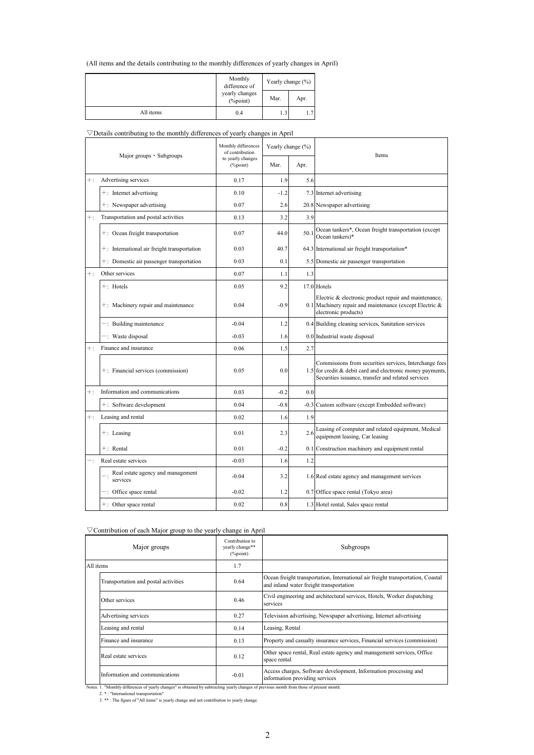(All items and the details contributing to the monthly differences of yearly changes in April)

| | Monthly difference of yearly changes (%point) | Yearly change (%) | |
|---|---|---|---|
| | | Mar. | Apr. |
| All items | 0.4 | 1.3 | 1.7 |

▽Details contributing to the monthly differences of yearly changes in April

| Major groups・Subgroups | | Monthly differences of contribution to yearly changes (%point) | Yearly change (%) | | Items |
|---|---|---|---|---|---|
| | | | Mar. | Apr. | |
| +: | Advertising services | 0.17 | 1.9 | 5.6 | |
| | +: Internet advertising | 0.10 | -1.2 | 7.3 | Internet advertising |
| | +: Newspaper advertising | 0.07 | 2.6 | 20.8 | Newspaper advertising |
| +: | Transportation and postal activities | 0.13 | 3.2 | 3.9 | |
| | +: Ocean freight transportation | 0.07 | 44.0 | 50.1 | Ocean tankers*, Ocean freight transportation (except Ocean tankers)* |
| | +: International air freight transportation | 0.03 | 40.7 | 64.3 | International air freight transportation* |
| | +: Domestic air passenger transportation | 0.03 | 0.1 | 5.5 | Domestic air passenger transportation |
| +: | Other services | 0.07 | 1.1 | 1.3 | |
| | +: Hotels | 0.05 | 9.2 | 17.0 | Hotels |
| | +: Machinery repair and maintenance | 0.04 | -0.9 | 0.1 | Electric & electronic product repair and maintenance, Machinery repair and maintenance (except Electric & electronic products) |
| | −: Building maintenance | -0.04 | 1.2 | 0.4 | Building cleaning services, Sanitation services |
| | −: Waste disposal | -0.03 | 1.6 | 0.0 | Industrial waste disposal |
| +: | Finance and insurance | 0.06 | 1.5 | 2.7 | |
| | +: Financial services (commission) | 0.05 | 0.0 | 1.5 | Commissions from securities services, Interchange fees for credit & debit card and electronic money payments, Securities issuance, transfer and related services |
| +: | Information and communications | 0.03 | -0.2 | 0.0 | |
| | +: Software development | 0.04 | -0.8 | -0.3 | Custom software (except Embedded software) |
| +: | Leasing and rental | 0.02 | 1.6 | 1.9 | |
| | +: Leasing | 0.01 | 2.3 | 2.6 | Leasing of computer and related equipment, Medical equipment leasing, Car leasing |
| | +: Rental | 0.01 | -0.2 | 0.1 | Construction machinery and equipment rental |
| −: | Real estate services | -0.03 | 1.6 | 1.2 | |
| | −: Real estate agency and management services | -0.04 | 3.2 | 1.6 | Real estate agency and management services |
| | −: Office space rental | -0.02 | 1.2 | 0.7 | Office space rental (Tokyo area) |
| | +: Other space rental | 0.02 | 0.8 | 1.3 | Hotel rental, Sales space rental |

▽Contribution of each Major group to the yearly change in April

| Major groups | Contribution to yearly change** (%point) | Subgroups |
|---|---|---|
| All items | 1.7 | |
| Transportation and postal activities | 0.64 | Ocean freight transportation, International air freight transportation, Coastal and inland water freight transportation |
| Other services | 0.46 | Civil engineering and architectural services, Hotels, Worker dispatching services |
| Advertising services | 0.27 | Television advertising, Newspaper advertising, Internet advertising |
| Leasing and rental | 0.14 | Leasing, Rental |
| Finance and insurance | 0.13 | Property and casualty insurance services, Financial services (commission) |
| Real estate services | 0.12 | Other space rental, Real estate agency and management services, Office space rental |
| Information and communications | -0.01 | Access charges, Software development, Information processing and information providing services |

Notes: 1. "Monthly differences of yearly changes" is obtained by subtracting yearly changes of previous month from those of present month.
2. * : "International transportation"
3. ** : The figure of "All items" is yearly change and not contribution to yearly change.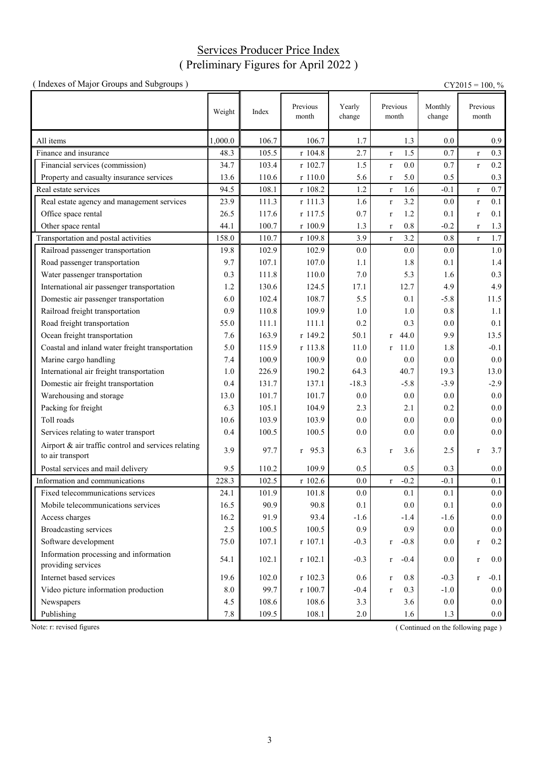# Services Producer Price Index
## ( Preliminary Figures for April 2022 )

( Indexes of Major Groups and Subgroups )

CY2015 = 100, %

| | Weight | Index | Previous month | Yearly change | Previous month | Monthly change | Previous month |
|---|---|---|---|---|---|---|---|
| All items | 1,000.0 | 106.7 | 106.7 | 1.7 | 1.3 | 0.0 | 0.9 |
| Finance and insurance | 48.3 | 105.5 | r 104.8 | 2.7 | r 1.5 | 0.7 | r 0.3 |
| Financial services (commission) | 34.7 | 103.4 | r 102.7 | 1.5 | r 0.0 | 0.7 | r 0.2 |
| Property and casualty insurance services | 13.6 | 110.6 | r 110.0 | 5.6 | r 5.0 | 0.5 | 0.3 |
| Real estate services | 94.5 | 108.1 | r 108.2 | 1.2 | r 1.6 | -0.1 | r 0.7 |
| Real estate agency and management services | 23.9 | 111.3 | r 111.3 | 1.6 | r 3.2 | 0.0 | r 0.1 |
| Office space rental | 26.5 | 117.6 | r 117.5 | 0.7 | r 1.2 | 0.1 | r 0.1 |
| Other space rental | 44.1 | 100.7 | r 100.9 | 1.3 | r 0.8 | -0.2 | r 1.3 |
| Transportation and postal activities | 158.0 | 110.7 | r 109.8 | 3.9 | r 3.2 | 0.8 | r 1.7 |
| Railroad passenger transportation | 19.8 | 102.9 | 102.9 | 0.0 | 0.0 | 0.0 | 1.0 |
| Road passenger transportation | 9.7 | 107.1 | 107.0 | 1.1 | 1.8 | 0.1 | 1.4 |
| Water passenger transportation | 0.3 | 111.8 | 110.0 | 7.0 | 5.3 | 1.6 | 0.3 |
| International air passenger transportation | 1.2 | 130.6 | 124.5 | 17.1 | 12.7 | 4.9 | 4.9 |
| Domestic air passenger transportation | 6.0 | 102.4 | 108.7 | 5.5 | 0.1 | -5.8 | 11.5 |
| Railroad freight transportation | 0.9 | 110.8 | 109.9 | 1.0 | 1.0 | 0.8 | 1.1 |
| Road freight transportation | 55.0 | 111.1 | 111.1 | 0.2 | 0.3 | 0.0 | 0.1 |
| Ocean freight transportation | 7.6 | 163.9 | r 149.2 | 50.1 | r 44.0 | 9.9 | 13.5 |
| Coastal and inland water freight transportation | 5.0 | 115.9 | r 113.8 | 11.0 | r 11.0 | 1.8 | -0.1 |
| Marine cargo handling | 7.4 | 100.9 | 100.9 | 0.0 | 0.0 | 0.0 | 0.0 |
| International air freight transportation | 1.0 | 226.9 | 190.2 | 64.3 | 40.7 | 19.3 | 13.0 |
| Domestic air freight transportation | 0.4 | 131.7 | 137.1 | -18.3 | -5.8 | -3.9 | -2.9 |
| Warehousing and storage | 13.0 | 101.7 | 101.7 | 0.0 | 0.0 | 0.0 | 0.0 |
| Packing for freight | 6.3 | 105.1 | 104.9 | 2.3 | 2.1 | 0.2 | 0.0 |
| Toll roads | 10.6 | 103.9 | 103.9 | 0.0 | 0.0 | 0.0 | 0.0 |
| Services relating to water transport | 0.4 | 100.5 | 100.5 | 0.0 | 0.0 | 0.0 | 0.0 |
| Airport & air traffic control and services relating to air transport | 3.9 | 97.7 | r 95.3 | 6.3 | r 3.6 | 2.5 | r 3.7 |
| Postal services and mail delivery | 9.5 | 110.2 | 109.9 | 0.5 | 0.5 | 0.3 | 0.0 |
| Information and communications | 228.3 | 102.5 | r 102.6 | 0.0 | r -0.2 | -0.1 | 0.1 |
| Fixed telecommunications services | 24.1 | 101.9 | 101.8 | 0.0 | 0.1 | 0.1 | 0.0 |
| Mobile telecommunications services | 16.5 | 90.9 | 90.8 | 0.1 | 0.0 | 0.1 | 0.0 |
| Access charges | 16.2 | 91.9 | 93.4 | -1.6 | -1.4 | -1.6 | 0.0 |
| Broadcasting services | 2.5 | 100.5 | 100.5 | 0.9 | 0.9 | 0.0 | 0.0 |
| Software development | 75.0 | 107.1 | r 107.1 | -0.3 | r -0.8 | 0.0 | r 0.2 |
| Information processing and information providing services | 54.1 | 102.1 | r 102.1 | -0.3 | r -0.4 | 0.0 | r 0.0 |
| Internet based services | 19.6 | 102.0 | r 102.3 | 0.6 | r 0.8 | -0.3 | r -0.1 |
| Video picture information production | 8.0 | 99.7 | r 100.7 | -0.4 | r 0.3 | -1.0 | 0.0 |
| Newspapers | 4.5 | 108.6 | 108.6 | 3.3 | 3.6 | 0.0 | 0.0 |
| Publishing | 7.8 | 109.5 | 108.1 | 2.0 | 1.6 | 1.3 | 0.0 |

Note: r: revised figures

( Continued on the following page )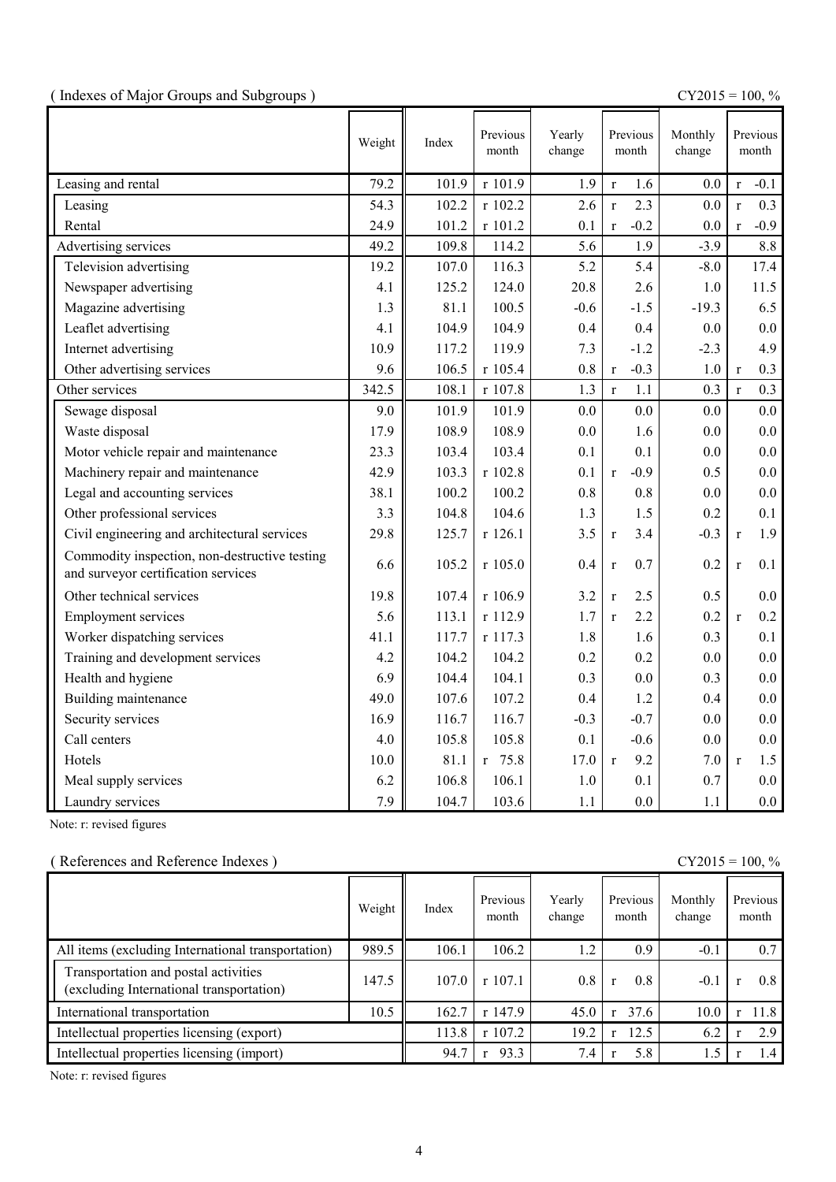( Indexes of Major Groups and Subgroups )

CY2015 = 100, %

| | Weight | Index | Previous month | Yearly change | Previous month | Monthly change | Previous month |
|---|---|---|---|---|---|---|---|
| Leasing and rental | 79.2 | 101.9 | r 101.9 | 1.9 | r 1.6 | 0.0 | r -0.1 |
| Leasing | 54.3 | 102.2 | r 102.2 | 2.6 | r 2.3 | 0.0 | r 0.3 |
| Rental | 24.9 | 101.2 | r 101.2 | 0.1 | r -0.2 | 0.0 | r -0.9 |
| Advertising services | 49.2 | 109.8 | 114.2 | 5.6 | 1.9 | -3.9 | 8.8 |
| Television advertising | 19.2 | 107.0 | 116.3 | 5.2 | 5.4 | -8.0 | 17.4 |
| Newspaper advertising | 4.1 | 125.2 | 124.0 | 20.8 | 2.6 | 1.0 | 11.5 |
| Magazine advertising | 1.3 | 81.1 | 100.5 | -0.6 | -1.5 | -19.3 | 6.5 |
| Leaflet advertising | 4.1 | 104.9 | 104.9 | 0.4 | 0.4 | 0.0 | 0.0 |
| Internet advertising | 10.9 | 117.2 | 119.9 | 7.3 | -1.2 | -2.3 | 4.9 |
| Other advertising services | 9.6 | 106.5 | r 105.4 | 0.8 | r -0.3 | 1.0 | r 0.3 |
| Other services | 342.5 | 108.1 | r 107.8 | 1.3 | r 1.1 | 0.3 | r 0.3 |
| Sewage disposal | 9.0 | 101.9 | 101.9 | 0.0 | 0.0 | 0.0 | 0.0 |
| Waste disposal | 17.9 | 108.9 | 108.9 | 0.0 | 1.6 | 0.0 | 0.0 |
| Motor vehicle repair and maintenance | 23.3 | 103.4 | 103.4 | 0.1 | 0.1 | 0.0 | 0.0 |
| Machinery repair and maintenance | 42.9 | 103.3 | r 102.8 | 0.1 | r -0.9 | 0.5 | 0.0 |
| Legal and accounting services | 38.1 | 100.2 | 100.2 | 0.8 | 0.8 | 0.0 | 0.0 |
| Other professional services | 3.3 | 104.8 | 104.6 | 1.3 | 1.5 | 0.2 | 0.1 |
| Civil engineering and architectural services | 29.8 | 125.7 | r 126.1 | 3.5 | r 3.4 | -0.3 | r 1.9 |
| Commodity inspection, non-destructive testing and surveyor certification services | 6.6 | 105.2 | r 105.0 | 0.4 | r 0.7 | 0.2 | r 0.1 |
| Other technical services | 19.8 | 107.4 | r 106.9 | 3.2 | r 2.5 | 0.5 | 0.0 |
| Employment services | 5.6 | 113.1 | r 112.9 | 1.7 | r 2.2 | 0.2 | r 0.2 |
| Worker dispatching services | 41.1 | 117.7 | r 117.3 | 1.8 | 1.6 | 0.3 | 0.1 |
| Training and development services | 4.2 | 104.2 | 104.2 | 0.2 | 0.2 | 0.0 | 0.0 |
| Health and hygiene | 6.9 | 104.4 | 104.1 | 0.3 | 0.0 | 0.3 | 0.0 |
| Building maintenance | 49.0 | 107.6 | 107.2 | 0.4 | 1.2 | 0.4 | 0.0 |
| Security services | 16.9 | 116.7 | 116.7 | -0.3 | -0.7 | 0.0 | 0.0 |
| Call centers | 4.0 | 105.8 | 105.8 | 0.1 | -0.6 | 0.0 | 0.0 |
| Hotels | 10.0 | 81.1 | r 75.8 | 17.0 | r 9.2 | 7.0 | r 1.5 |
| Meal supply services | 6.2 | 106.8 | 106.1 | 1.0 | 0.1 | 0.7 | 0.0 |
| Laundry services | 7.9 | 104.7 | 103.6 | 1.1 | 0.0 | 1.1 | 0.0 |

Note: r: revised figures

( References and Reference Indexes )

CY2015 = 100, %

| | Weight | Index | Previous month | Yearly change | Previous month | Monthly change | Previous month |
|---|---|---|---|---|---|---|---|
| All items (excluding International transportation) | 989.5 | 106.1 | 106.2 | 1.2 | 0.9 | -0.1 | 0.7 |
| Transportation and postal activities (excluding International transportation) | 147.5 | 107.0 | r 107.1 | 0.8 | r 0.8 | -0.1 | r 0.8 |
| International transportation | 10.5 | 162.7 | r 147.9 | 45.0 | r 37.6 | 10.0 | r 11.8 |
| Intellectual properties licensing (export) | | 113.8 | r 107.2 | 19.2 | r 12.5 | 6.2 | r 2.9 |
| Intellectual properties licensing (import) | | 94.7 | r 93.3 | 7.4 | r 5.8 | 1.5 | r 1.4 |

Note: r: revised figures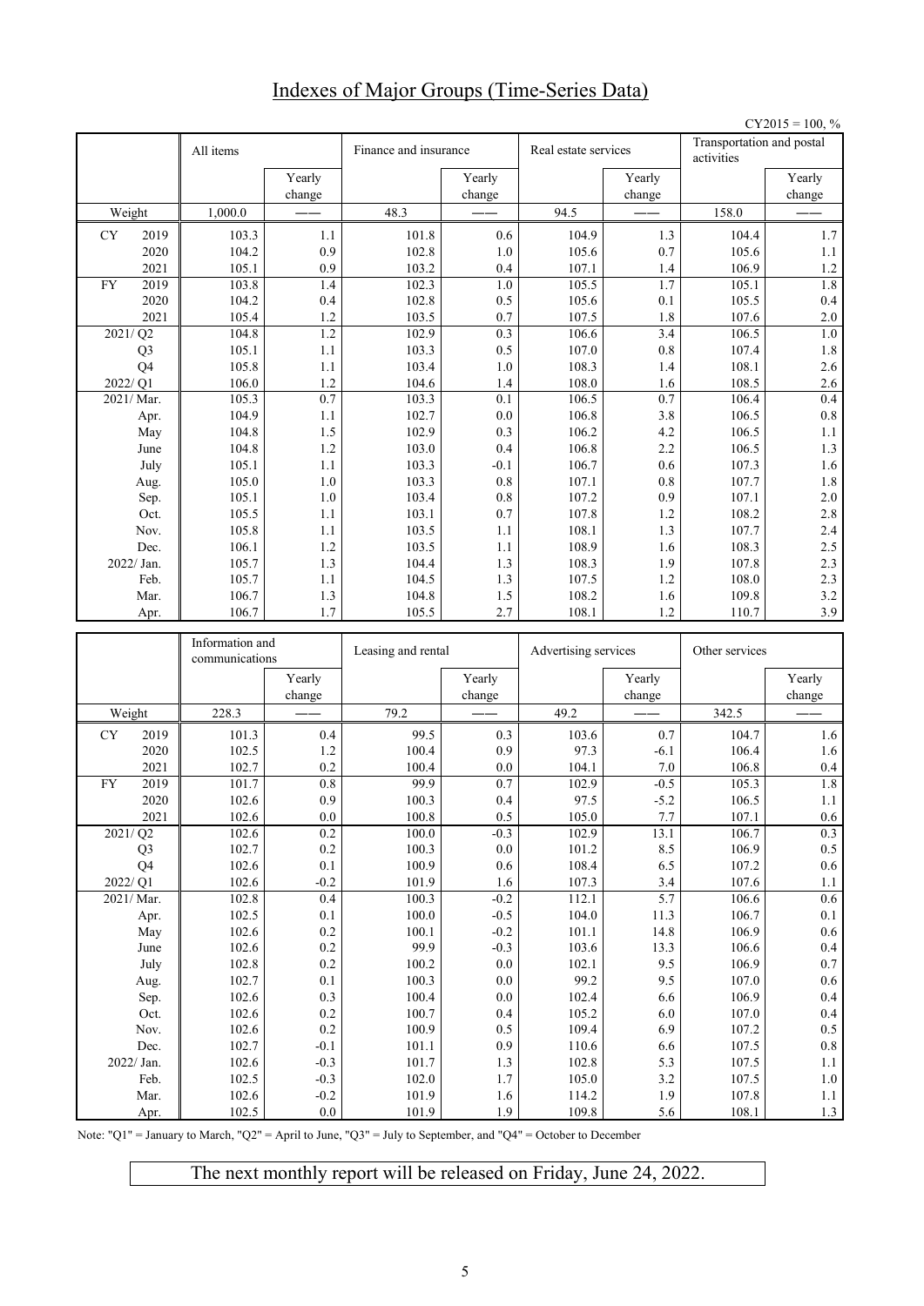# Indexes of Major Groups (Time-Series Data)

CY2015 = 100, %

| | All items | Yearly change | Finance and insurance | Yearly change | Real estate services | Yearly change | Transportation and postal activities | Yearly change |
|---|---|---|---|---|---|---|---|---|
| Weight | 1,000.0 | —— | 48.3 | —— | 94.5 | —— | 158.0 | —— |
| CY 2019 | 103.3 | 1.1 | 101.8 | 0.6 | 104.9 | 1.3 | 104.4 | 1.7 |
| 2020 | 104.2 | 0.9 | 102.8 | 1.0 | 105.6 | 0.7 | 105.6 | 1.1 |
| 2021 | 105.1 | 0.9 | 103.2 | 0.4 | 107.1 | 1.4 | 106.9 | 1.2 |
| FY 2019 | 103.8 | 1.4 | 102.3 | 1.0 | 105.5 | 1.7 | 105.1 | 1.8 |
| 2020 | 104.2 | 0.4 | 102.8 | 0.5 | 105.6 | 0.1 | 105.5 | 0.4 |
| 2021 | 105.4 | 1.2 | 103.5 | 0.7 | 107.5 | 1.8 | 107.6 | 2.0 |
| 2021/ Q2 | 104.8 | 1.2 | 102.9 | 0.3 | 106.6 | 3.4 | 106.5 | 1.0 |
| Q3 | 105.1 | 1.1 | 103.3 | 0.5 | 107.0 | 0.8 | 107.4 | 1.8 |
| Q4 | 105.8 | 1.1 | 103.4 | 1.0 | 108.3 | 1.4 | 108.1 | 2.6 |
| 2022/ Q1 | 106.0 | 1.2 | 104.6 | 1.4 | 108.0 | 1.6 | 108.5 | 2.6 |
| 2021/ Mar. | 105.3 | 0.7 | 103.3 | 0.1 | 106.5 | 0.7 | 106.4 | 0.4 |
| Apr. | 104.9 | 1.1 | 102.7 | 0.0 | 106.8 | 3.8 | 106.5 | 0.8 |
| May | 104.8 | 1.5 | 102.9 | 0.3 | 106.2 | 4.2 | 106.5 | 1.1 |
| June | 104.8 | 1.2 | 103.0 | 0.4 | 106.8 | 2.2 | 106.5 | 1.3 |
| July | 105.1 | 1.1 | 103.3 | -0.1 | 106.7 | 0.6 | 107.3 | 1.6 |
| Aug. | 105.0 | 1.0 | 103.3 | 0.8 | 107.1 | 0.8 | 107.7 | 1.8 |
| Sep. | 105.1 | 1.0 | 103.4 | 0.8 | 107.2 | 0.9 | 107.1 | 2.0 |
| Oct. | 105.5 | 1.1 | 103.1 | 0.7 | 107.8 | 1.2 | 108.2 | 2.8 |
| Nov. | 105.8 | 1.1 | 103.5 | 1.1 | 108.1 | 1.3 | 107.7 | 2.4 |
| Dec. | 106.1 | 1.2 | 103.5 | 1.1 | 108.9 | 1.6 | 108.3 | 2.5 |
| 2022/ Jan. | 105.7 | 1.3 | 104.4 | 1.3 | 108.3 | 1.9 | 107.8 | 2.3 |
| Feb. | 105.7 | 1.1 | 104.5 | 1.3 | 107.5 | 1.2 | 108.0 | 2.3 |
| Mar. | 106.7 | 1.3 | 104.8 | 1.5 | 108.2 | 1.6 | 109.8 | 3.2 |
| Apr. | 106.7 | 1.7 | 105.5 | 2.7 | 108.1 | 1.2 | 110.7 | 3.9 |

| | Information and communications | Yearly change | Leasing and rental | Yearly change | Advertising services | Yearly change | Other services | Yearly change |
|---|---|---|---|---|---|---|---|---|
| Weight | 228.3 | —— | 79.2 | —— | 49.2 | —— | 342.5 | —— |
| CY 2019 | 101.3 | 0.4 | 99.5 | 0.3 | 103.6 | 0.7 | 104.7 | 1.6 |
| 2020 | 102.5 | 1.2 | 100.4 | 0.9 | 97.3 | -6.1 | 106.4 | 1.6 |
| 2021 | 102.7 | 0.2 | 100.4 | 0.0 | 104.1 | 7.0 | 106.8 | 0.4 |
| FY 2019 | 101.7 | 0.8 | 99.9 | 0.7 | 102.9 | -0.5 | 105.3 | 1.8 |
| 2020 | 102.6 | 0.9 | 100.3 | 0.4 | 97.5 | -5.2 | 106.5 | 1.1 |
| 2021 | 102.6 | 0.0 | 100.8 | 0.5 | 105.0 | 7.7 | 107.1 | 0.6 |
| 2021/ Q2 | 102.6 | 0.2 | 100.0 | -0.3 | 102.9 | 13.1 | 106.7 | 0.3 |
| Q3 | 102.7 | 0.2 | 100.3 | 0.0 | 101.2 | 8.5 | 106.9 | 0.5 |
| Q4 | 102.6 | 0.1 | 100.9 | 0.6 | 108.4 | 6.5 | 107.2 | 0.6 |
| 2022/ Q1 | 102.6 | -0.2 | 101.9 | 1.6 | 107.3 | 3.4 | 107.6 | 1.1 |
| 2021/ Mar. | 102.8 | 0.4 | 100.3 | -0.2 | 112.1 | 5.7 | 106.6 | 0.6 |
| Apr. | 102.5 | 0.1 | 100.0 | -0.5 | 104.0 | 11.3 | 106.7 | 0.1 |
| May | 102.6 | 0.2 | 100.1 | -0.2 | 101.1 | 14.8 | 106.9 | 0.6 |
| June | 102.6 | 0.2 | 99.9 | -0.3 | 103.6 | 13.3 | 106.6 | 0.4 |
| July | 102.8 | 0.2 | 100.2 | 0.0 | 102.1 | 9.5 | 106.9 | 0.7 |
| Aug. | 102.7 | 0.1 | 100.3 | 0.0 | 99.2 | 9.5 | 107.0 | 0.6 |
| Sep. | 102.6 | 0.3 | 100.4 | 0.0 | 102.4 | 6.6 | 106.9 | 0.4 |
| Oct. | 102.6 | 0.2 | 100.7 | 0.4 | 105.2 | 6.0 | 107.0 | 0.4 |
| Nov. | 102.6 | 0.2 | 100.9 | 0.5 | 109.4 | 6.9 | 107.2 | 0.5 |
| Dec. | 102.7 | -0.1 | 101.1 | 0.9 | 110.6 | 6.6 | 107.5 | 0.8 |
| 2022/ Jan. | 102.6 | -0.3 | 101.7 | 1.3 | 102.8 | 5.3 | 107.5 | 1.1 |
| Feb. | 102.5 | -0.3 | 102.0 | 1.7 | 105.0 | 3.2 | 107.5 | 1.0 |
| Mar. | 102.6 | -0.2 | 101.9 | 1.6 | 114.2 | 1.9 | 107.8 | 1.1 |
| Apr. | 102.5 | 0.0 | 101.9 | 1.9 | 109.8 | 5.6 | 108.1 | 1.3 |

Note: "Q1" = January to March, "Q2" = April to June, "Q3" = July to September, and "Q4" = October to December

The next monthly report will be released on Friday, June 24, 2022.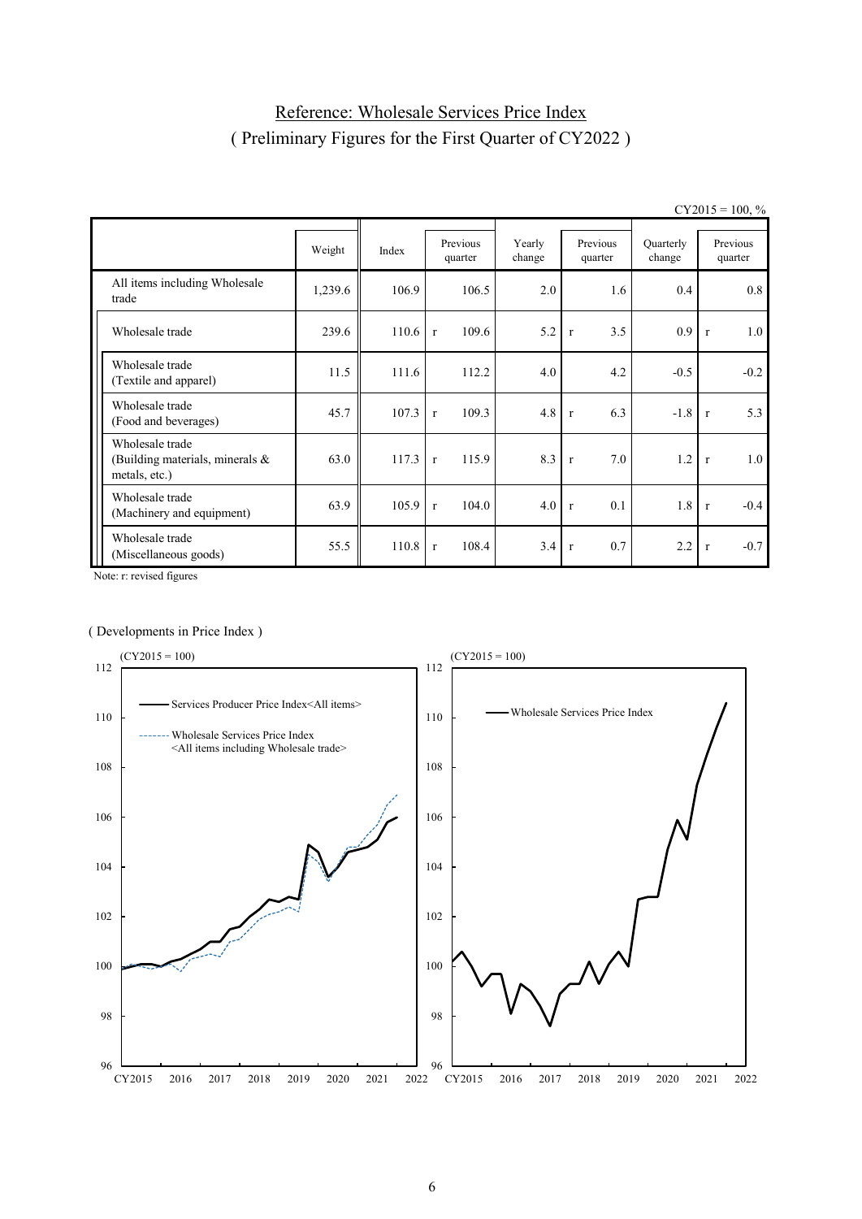# Reference: Wholesale Services Price Index

## ( Preliminary Figures for the First Quarter of CY2022 )

CY2015 = 100, %

| | Weight | Index | Previous quarter | Yearly change | Previous quarter | Quarterly change | Previous quarter |
|---|---|---|---|---|---|---|---|
| All items including Wholesale trade | 1,239.6 | 106.9 | 106.5 | 2.0 | 1.6 | 0.4 | 0.8 |
| Wholesale trade | 239.6 | 110.6 | r 109.6 | 5.2 | r 3.5 | 0.9 | r 1.0 |
| Wholesale trade (Textile and apparel) | 11.5 | 111.6 | 112.2 | 4.0 | 4.2 | -0.5 | -0.2 |
| Wholesale trade (Food and beverages) | 45.7 | 107.3 | r 109.3 | 4.8 | r 6.3 | -1.8 | r 5.3 |
| Wholesale trade (Building materials, minerals & metals, etc.) | 63.0 | 117.3 | r 115.9 | 8.3 | r 7.0 | 1.2 | r 1.0 |
| Wholesale trade (Machinery and equipment) | 63.9 | 105.9 | r 104.0 | 4.0 | r 0.1 | 1.8 | r -0.4 |
| Wholesale trade (Miscellaneous goods) | 55.5 | 110.8 | r 108.4 | 3.4 | r 0.7 | 2.2 | r -0.7 |

Note: r: revised figures

( Developments in Price Index )

(CY2015 = 100)

112
110
108
106
104
102
100
98
96

Services Producer Price Index<All items>

Wholesale Services Price Index <All items including Wholesale trade>

CY2015 2016 2017 2018 2019 2020 2021 2022

(CY2015 = 100)

112
110
108
106
104
102
100
98
96

Wholesale Services Price Index

CY2015 2016 2017 2018 2019 2020 2021 2022